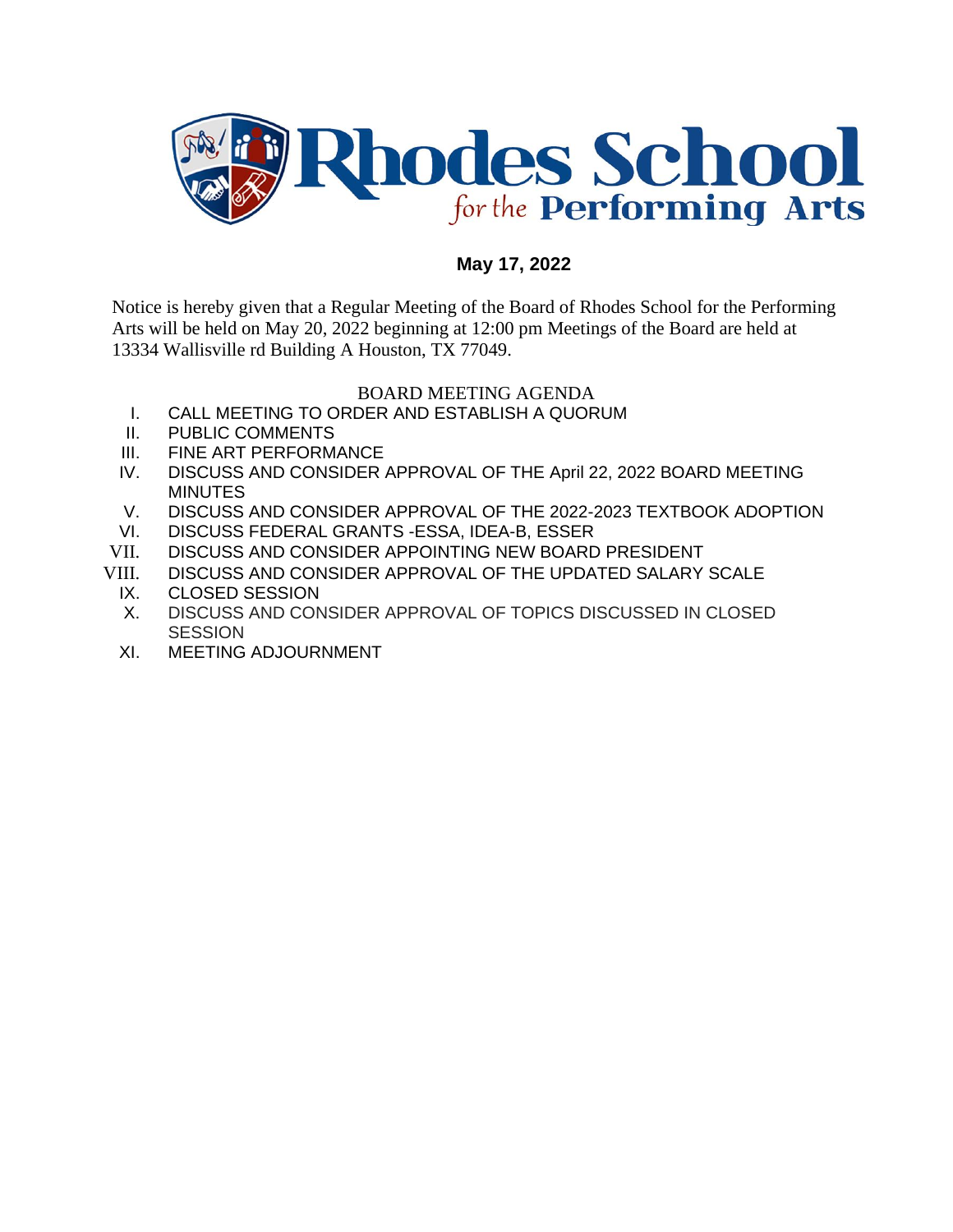# Rhodes School *for the* Performing Arts

**May 17, 2022**

Notice is hereby given that a Regular Meeting of the Board of Rhodes School for the Performing Arts will be held on May 20, 2022 beginning at 12:00 pm Meetings of the Board are held at 13334 Wallisville rd Building A Houston, TX 77049.

BOARD MEETING AGENDA

I. CALL MEETING TO ORDER AND ESTABLISH A QUORUM
II. PUBLIC COMMENTS
III. FINE ART PERFORMANCE
IV. DISCUSS AND CONSIDER APPROVAL OF THE April 22, 2022 BOARD MEETING MINUTES
V. DISCUSS AND CONSIDER APPROVAL OF THE 2022-2023 TEXTBOOK ADOPTION
VI. DISCUSS FEDERAL GRANTS -ESSA, IDEA-B, ESSER
VII. DISCUSS AND CONSIDER APPOINTING NEW BOARD PRESIDENT
VIII. DISCUSS AND CONSIDER APPROVAL OF THE UPDATED SALARY SCALE
IX. CLOSED SESSION
X. DISCUSS AND CONSIDER APPROVAL OF TOPICS DISCUSSED IN CLOSED SESSION
XI. MEETING ADJOURNMENT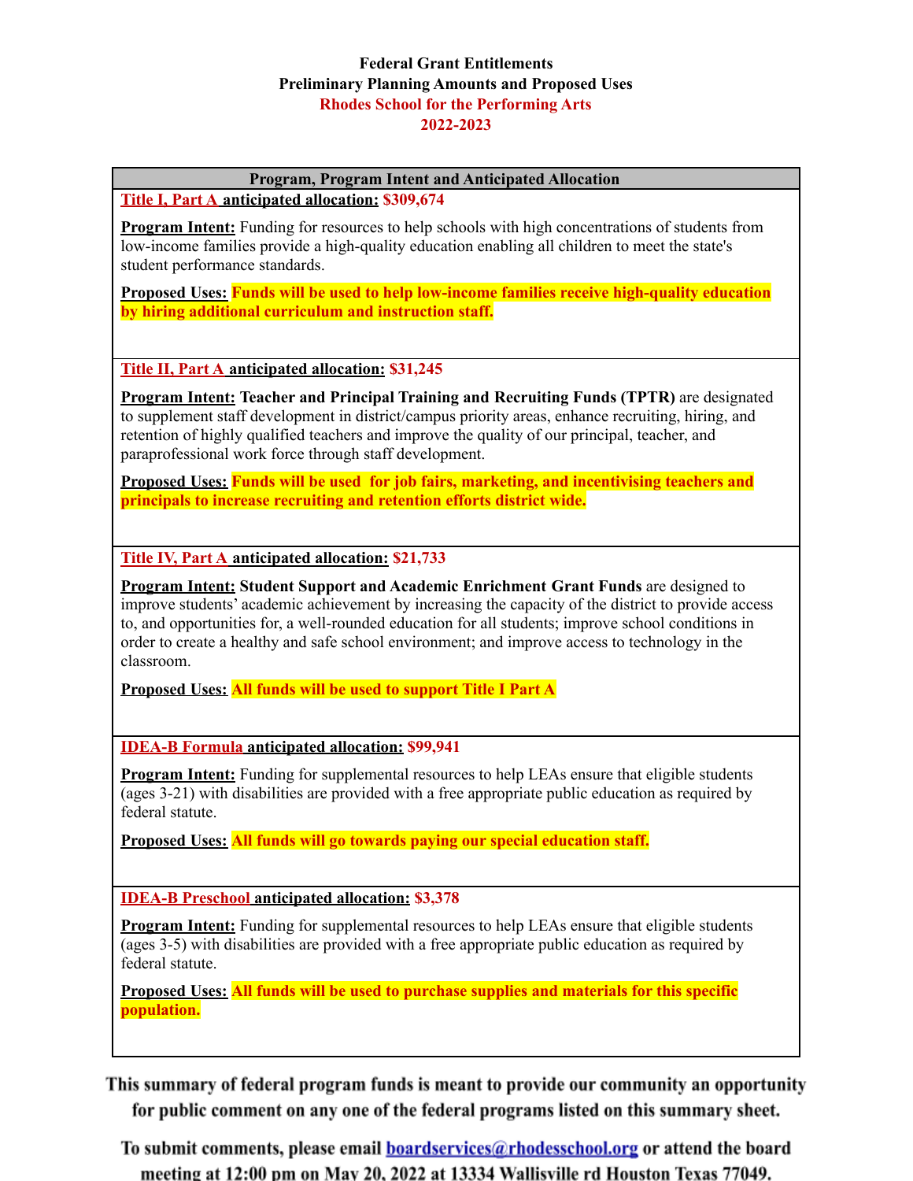**Federal Grant Entitlements**
**Preliminary Planning Amounts and Proposed Uses**
**Rhodes School for the Performing Arts**
**2022-2023**

| Program, Program Intent and Anticipated Allocation |
|---|
| **Title I, Part A anticipated allocation: $309,674**<br><br>**Program Intent:** Funding for resources to help schools with high concentrations of students from low-income families provide a high-quality education enabling all children to meet the state's student performance standards.<br><br>**Proposed Uses: Funds will be used to help low-income families receive high-quality education by hiring additional curriculum and instruction staff.** |
| **Title II, Part A anticipated allocation: $31,245**<br><br>**Program Intent: Teacher and Principal Training and Recruiting Funds (TPTR)** are designated to supplement staff development in district/campus priority areas, enhance recruiting, hiring, and retention of highly qualified teachers and improve the quality of our principal, teacher, and paraprofessional work force through staff development.<br><br>**Proposed Uses: Funds will be used for job fairs, marketing, and incentivising teachers and principals to increase recruiting and retention efforts district wide.** |
| **Title IV, Part A anticipated allocation: $21,733**<br><br>**Program Intent: Student Support and Academic Enrichment Grant Funds** are designed to improve students' academic achievement by increasing the capacity of the district to provide access to, and opportunities for, a well-rounded education for all students; improve school conditions in order to create a healthy and safe school environment; and improve access to technology in the classroom.<br><br>**Proposed Uses: All funds will be used to support Title I Part A** |
| **IDEA-B Formula anticipated allocation: $99,941**<br><br>**Program Intent:** Funding for supplemental resources to help LEAs ensure that eligible students (ages 3-21) with disabilities are provided with a free appropriate public education as required by federal statute.<br><br>**Proposed Uses: All funds will go towards paying our special education staff.** |
| **IDEA-B Preschool anticipated allocation: $3,378**<br><br>**Program Intent:** Funding for supplemental resources to help LEAs ensure that eligible students (ages 3-5) with disabilities are provided with a free appropriate public education as required by federal statute.<br><br>**Proposed Uses: All funds will be used to purchase supplies and materials for this specific population.** |

**This summary of federal program funds is meant to provide our community an opportunity for public comment on any one of the federal programs listed on this summary sheet.**

**To submit comments, please email boardservices@rhodesschool.org or attend the board meeting at 12:00 pm on May 20, 2022 at 13334 Wallisville rd Houston Texas 77049.**